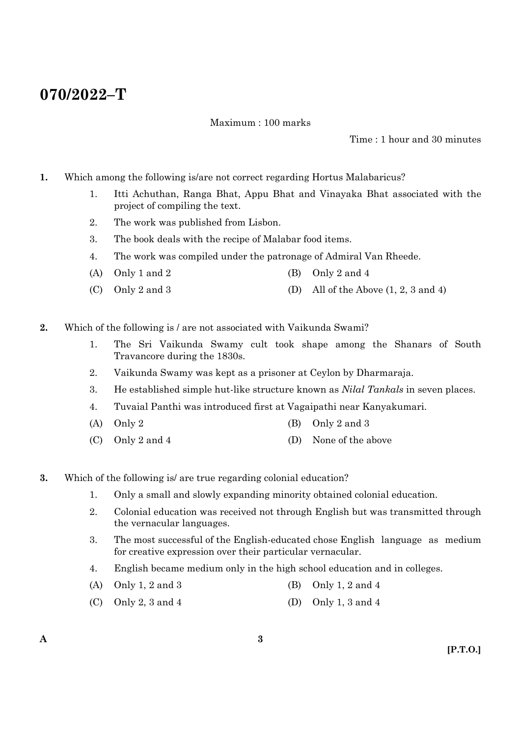# 070/2022–T

Maximum : 100 marks

Time : 1 hour and 30 minutes

**1.** Which among the following is/are not correct regarding Hortus Malabaricus?

1. Itti Achuthan, Ranga Bhat, Appu Bhat and Vinayaka Bhat associated with the project of compiling the text.
2. The work was published from Lisbon.
3. The book deals with the recipe of Malabar food items.
4. The work was compiled under the patronage of Admiral Van Rheede.

(A) Only 1 and 2
(B) Only 2 and 4
(C) Only 2 and 3
(D) All of the Above (1, 2, 3 and 4)

**2.** Which of the following is / are not associated with Vaikunda Swami?

1. The Sri Vaikunda Swamy cult took shape among the Shanars of South Travancore during the 1830s.
2. Vaikunda Swamy was kept as a prisoner at Ceylon by Dharmaraja.
3. He established simple hut-like structure known as *Nilal Tankals* in seven places.
4. Tuvaial Panthi was introduced first at Vagaipathi near Kanyakumari.

(A) Only 2
(B) Only 2 and 3
(C) Only 2 and 4
(D) None of the above

**3.** Which of the following is/ are true regarding colonial education?

1. Only a small and slowly expanding minority obtained colonial education.
2. Colonial education was received not through English but was transmitted through the vernacular languages.
3. The most successful of the English-educated chose English language as medium for creative expression over their particular vernacular.
4. English became medium only in the high school education and in colleges.

(A) Only 1, 2 and 3
(B) Only 1, 2 and 4
(C) Only 2, 3 and 4
(D) Only 1, 3 and 4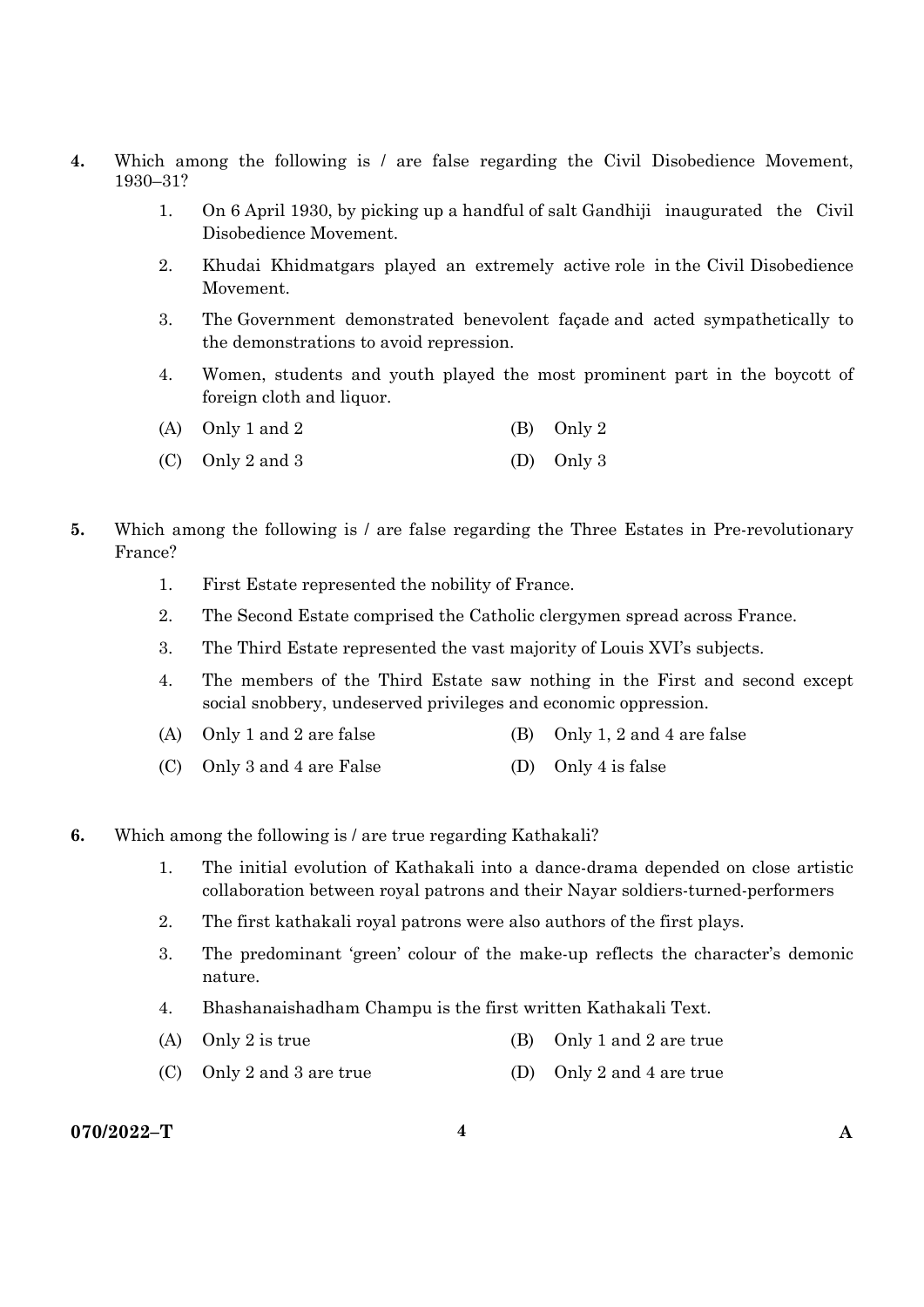4. Which among the following is / are false regarding the Civil Disobedience Movement, 1930–31?

    1. On 6 April 1930, by picking up a handful of salt Gandhiji inaugurated the Civil Disobedience Movement.
    2. Khudai Khidmatgars played an extremely active role in the Civil Disobedience Movement.
    3. The Government demonstrated benevolent façade and acted sympathetically to the demonstrations to avoid repression.
    4. Women, students and youth played the most prominent part in the boycott of foreign cloth and liquor.

    (A) Only 1 and 2 (B) Only 2

    (C) Only 2 and 3 (D) Only 3

5. Which among the following is / are false regarding the Three Estates in Pre-revolutionary France?

    1. First Estate represented the nobility of France.
    2. The Second Estate comprised the Catholic clergymen spread across France.
    3. The Third Estate represented the vast majority of Louis XVI's subjects.
    4. The members of the Third Estate saw nothing in the First and second except social snobbery, undeserved privileges and economic oppression.

    (A) Only 1 and 2 are false (B) Only 1, 2 and 4 are false

    (C) Only 3 and 4 are False (D) Only 4 is false

6. Which among the following is / are true regarding Kathakali?

    1. The initial evolution of Kathakali into a dance-drama depended on close artistic collaboration between royal patrons and their Nayar soldiers-turned-performers
    2. The first kathakali royal patrons were also authors of the first plays.
    3. The predominant 'green' colour of the make-up reflects the character's demonic nature.
    4. Bhashanaishadham Champu is the first written Kathakali Text.

    (A) Only 2 is true (B) Only 1 and 2 are true

    (C) Only 2 and 3 are true (D) Only 2 and 4 are true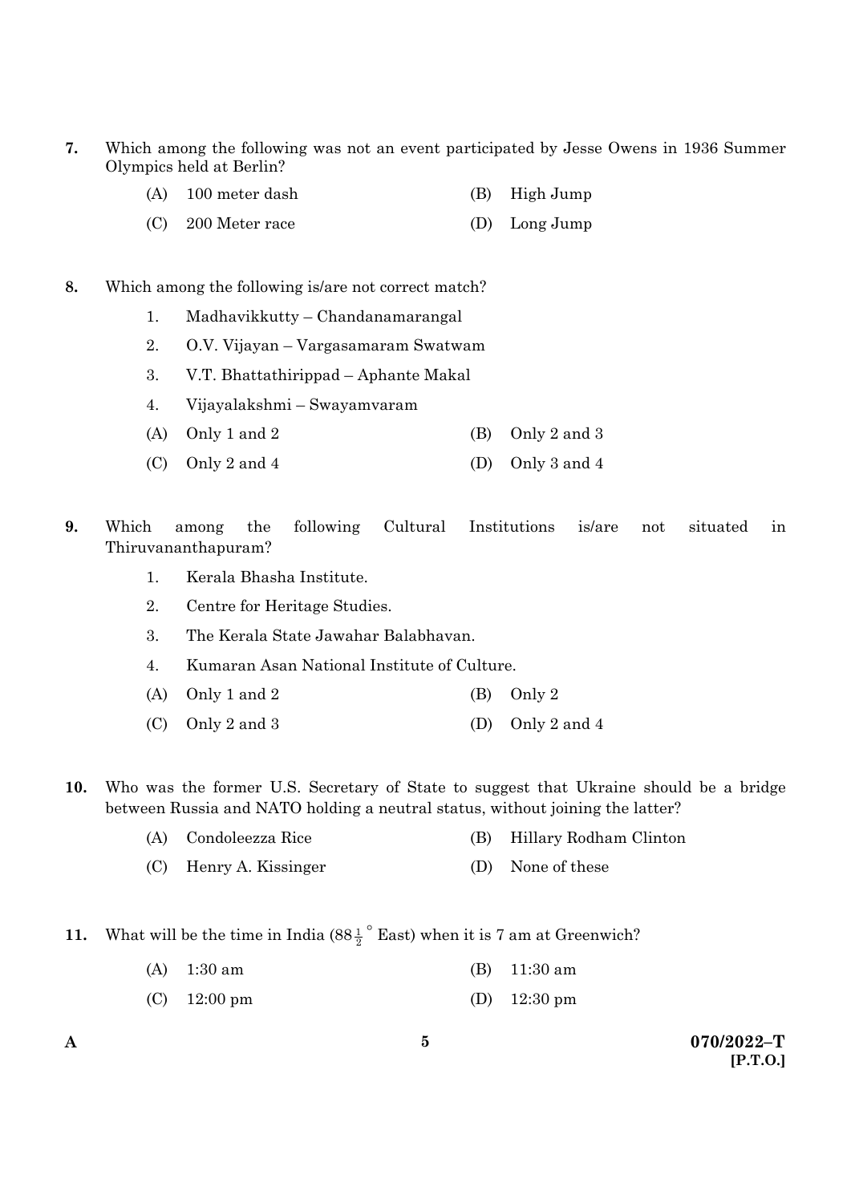7. Which among the following was not an event participated by Jesse Owens in 1936 Summer Olympics held at Berlin?

   (A) 100 meter dash
   (B) High Jump
   (C) 200 Meter race
   (D) Long Jump

8. Which among the following is/are not correct match?

   1. Madhavikkutty – Chandanamarangal
   2. O.V. Vijayan – Vargasamaram Swatwam
   3. V.T. Bhattathirippad – Aphante Makal
   4. Vijayalakshmi – Swayamvaram

   (A) Only 1 and 2
   (B) Only 2 and 3
   (C) Only 2 and 4
   (D) Only 3 and 4

9. Which among the following Cultural Institutions is/are not situated in Thiruvananthapuram?

   1. Kerala Bhasha Institute.
   2. Centre for Heritage Studies.
   3. The Kerala State Jawahar Balabhavan.
   4. Kumaran Asan National Institute of Culture.

   (A) Only 1 and 2
   (B) Only 2
   (C) Only 2 and 3
   (D) Only 2 and 4

10. Who was the former U.S. Secretary of State to suggest that Ukraine should be a bridge between Russia and NATO holding a neutral status, without joining the latter?

    (A) Condoleezza Rice
    (B) Hillary Rodham Clinton
    (C) Henry A. Kissinger
    (D) None of these

11. What will be the time in India ($88\frac{1}{2}^\circ$ East) when it is 7 am at Greenwich?

    (A) 1:30 am
    (B) 11:30 am
    (C) 12:00 pm
    (D) 12:30 pm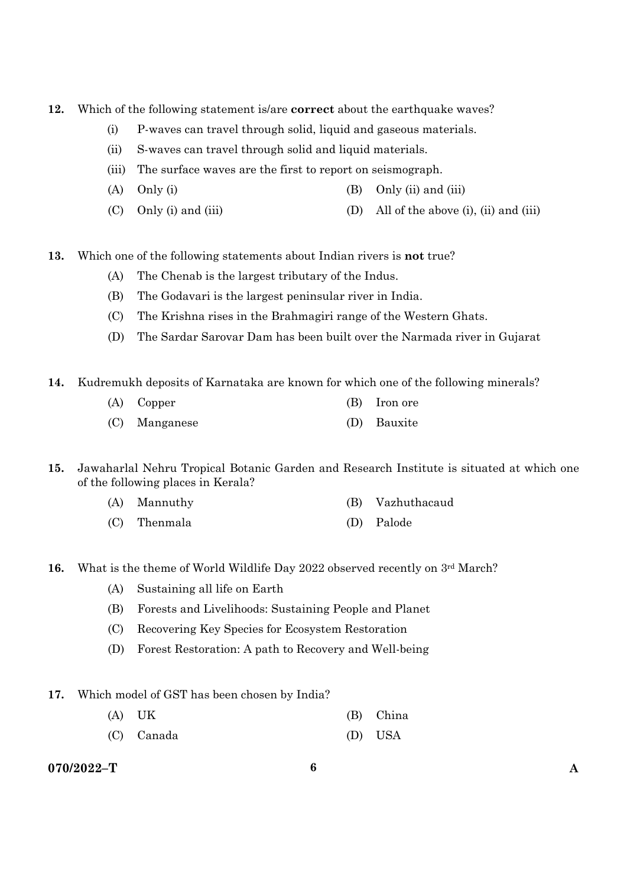12. Which of the following statement is/are **correct** about the earthquake waves?

    (i) P-waves can travel through solid, liquid and gaseous materials.

    (ii) S-waves can travel through solid and liquid materials.

    (iii) The surface waves are the first to report on seismograph.

    (A) Only (i)
    (B) Only (ii) and (iii)
    (C) Only (i) and (iii)
    (D) All of the above (i), (ii) and (iii)

13. Which one of the following statements about Indian rivers is **not** true?

    (A) The Chenab is the largest tributary of the Indus.
    (B) The Godavari is the largest peninsular river in India.
    (C) The Krishna rises in the Brahmagiri range of the Western Ghats.
    (D) The Sardar Sarovar Dam has been built over the Narmada river in Gujarat

14. Kudremukh deposits of Karnataka are known for which one of the following minerals?

    (A) Copper
    (B) Iron ore
    (C) Manganese
    (D) Bauxite

15. Jawaharlal Nehru Tropical Botanic Garden and Research Institute is situated at which one of the following places in Kerala?

    (A) Mannuthy
    (B) Vazhuthacaud
    (C) Thenmala
    (D) Palode

16. What is the theme of World Wildlife Day 2022 observed recently on 3rd March?

    (A) Sustaining all life on Earth
    (B) Forests and Livelihoods: Sustaining People and Planet
    (C) Recovering Key Species for Ecosystem Restoration
    (D) Forest Restoration: A path to Recovery and Well-being

17. Which model of GST has been chosen by India?

    (A) UK
    (B) China
    (C) Canada
    (D) USA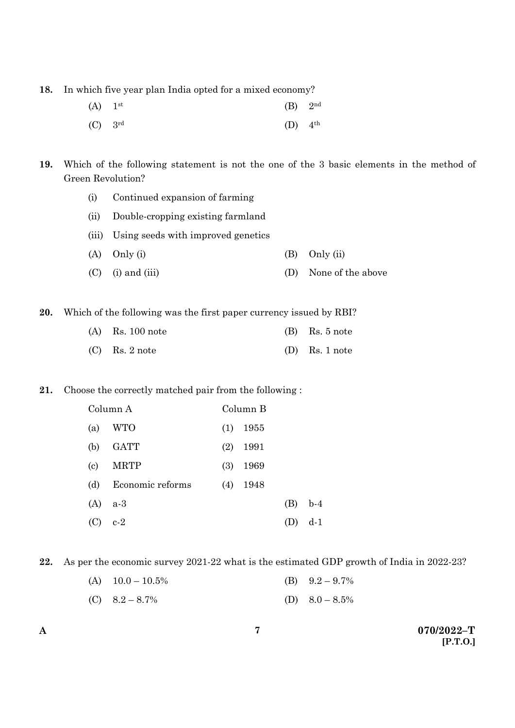**18.** In which five year plan India opted for a mixed economy?

(A) 1st  (B) 2nd

(C) 3rd  (D) 4th

**19.** Which of the following statement is not the one of the 3 basic elements in the method of Green Revolution?

(i) Continued expansion of farming

(ii) Double-cropping existing farmland

(iii) Using seeds with improved genetics

(A) Only (i)  (B) Only (ii)

(C) (i) and (iii)  (D) None of the above

**20.** Which of the following was the first paper currency issued by RBI?

(A) Rs. 100 note  (B) Rs. 5 note

(C) Rs. 2 note  (D) Rs. 1 note

**21.** Choose the correctly matched pair from the following :

| Column A | Column B |
|---|---|
| (a) WTO | (1) 1955 |
| (b) GATT | (2) 1991 |
| (c) MRTP | (3) 1969 |
| (d) Economic reforms | (4) 1948 |

(A) a-3  (B) b-4

(C) c-2  (D) d-1

**22.** As per the economic survey 2021-22 what is the estimated GDP growth of India in 2022-23?

(A) 10.0 – 10.5%  (B) 9.2 – 9.7%

(C) 8.2 – 8.7%  (D) 8.0 – 8.5%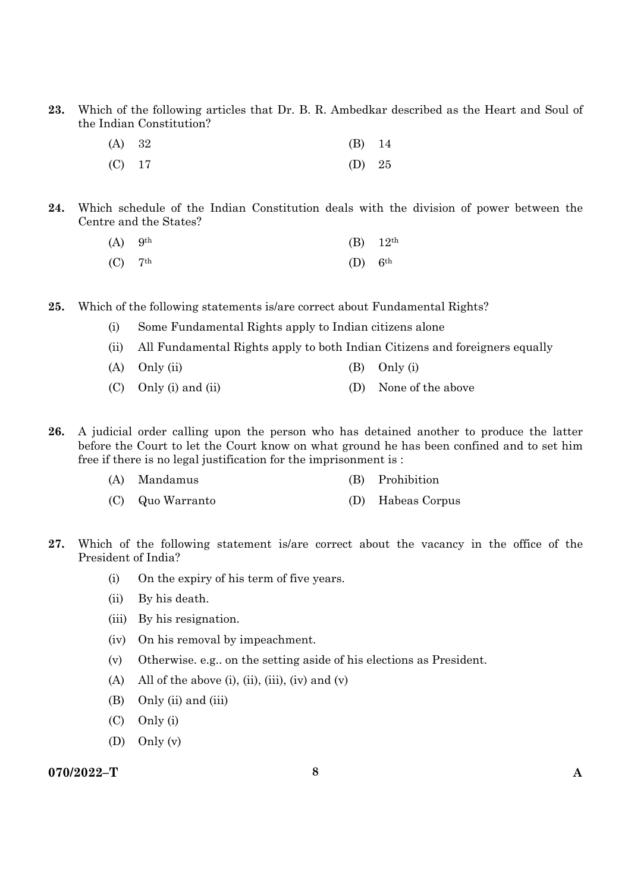**23.** Which of the following articles that Dr. B. R. Ambedkar described as the Heart and Soul of the Indian Constitution?

(A) 32 (B) 14

(C) 17 (D) 25

**24.** Which schedule of the Indian Constitution deals with the division of power between the Centre and the States?

(A) $9^{th}$ (B) $12^{th}$

(C) $7^{th}$ (D) $6^{th}$

**25.** Which of the following statements is/are correct about Fundamental Rights?

(i) Some Fundamental Rights apply to Indian citizens alone

(ii) All Fundamental Rights apply to both Indian Citizens and foreigners equally

(A) Only (ii) (B) Only (i)

(C) Only (i) and (ii) (D) None of the above

**26.** A judicial order calling upon the person who has detained another to produce the latter before the Court to let the Court know on what ground he has been confined and to set him free if there is no legal justification for the imprisonment is :

(A) Mandamus (B) Prohibition

(C) Quo Warranto (D) Habeas Corpus

**27.** Which of the following statement is/are correct about the vacancy in the office of the President of India?

(i) On the expiry of his term of five years.

(ii) By his death.

(iii) By his resignation.

(iv) On his removal by impeachment.

(v) Otherwise. e.g.. on the setting aside of his elections as President.

(A) All of the above (i), (ii), (iii), (iv) and (v)

(B) Only (ii) and (iii)

(C) Only (i)

(D) Only (v)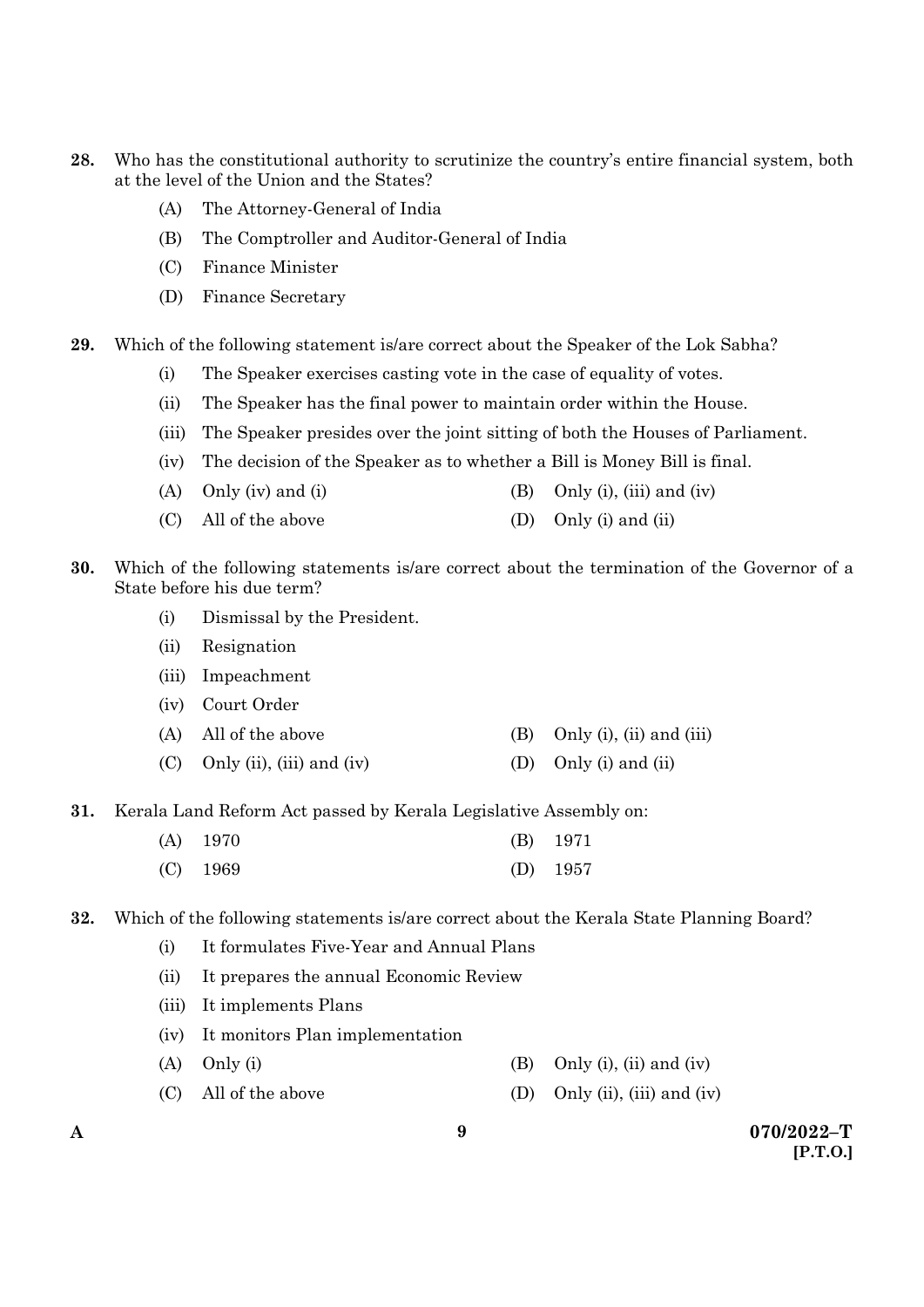**28.** Who has the constitutional authority to scrutinize the country's entire financial system, both at the level of the Union and the States?

(A) The Attorney-General of India

(B) The Comptroller and Auditor-General of India

(C) Finance Minister

(D) Finance Secretary

**29.** Which of the following statement is/are correct about the Speaker of the Lok Sabha?

(i) The Speaker exercises casting vote in the case of equality of votes.

(ii) The Speaker has the final power to maintain order within the House.

(iii) The Speaker presides over the joint sitting of both the Houses of Parliament.

(iv) The decision of the Speaker as to whether a Bill is Money Bill is final.

(A) Only (iv) and (i)

(B) Only (i), (iii) and (iv)

(C) All of the above

(D) Only (i) and (ii)

**30.** Which of the following statements is/are correct about the termination of the Governor of a State before his due term?

(i) Dismissal by the President.

(ii) Resignation

(iii) Impeachment

(iv) Court Order

(A) All of the above

(B) Only (i), (ii) and (iii)

(C) Only (ii), (iii) and (iv)

(D) Only (i) and (ii)

**31.** Kerala Land Reform Act passed by Kerala Legislative Assembly on:

(A) 1970

(B) 1971

(C) 1969

(D) 1957

**32.** Which of the following statements is/are correct about the Kerala State Planning Board?

(i) It formulates Five-Year and Annual Plans

(ii) It prepares the annual Economic Review

(iii) It implements Plans

(iv) It monitors Plan implementation

(A) Only (i)

(B) Only (i), (ii) and (iv)

(C) All of the above

(D) Only (ii), (iii) and (iv)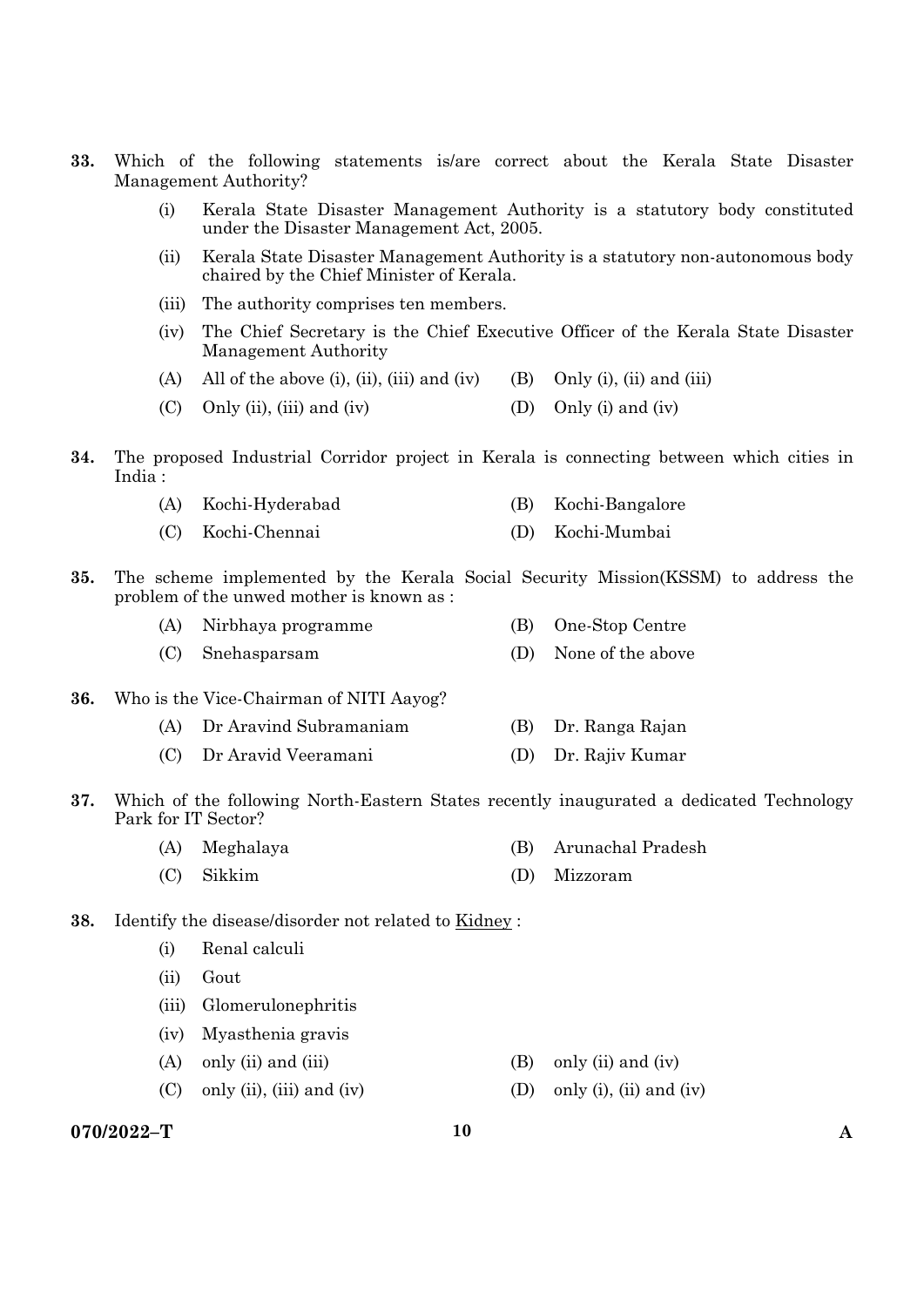33. Which of the following statements is/are correct about the Kerala State Disaster Management Authority?

   (i) Kerala State Disaster Management Authority is a statutory body constituted under the Disaster Management Act, 2005.

   (ii) Kerala State Disaster Management Authority is a statutory non-autonomous body chaired by the Chief Minister of Kerala.

   (iii) The authority comprises ten members.

   (iv) The Chief Secretary is the Chief Executive Officer of the Kerala State Disaster Management Authority

   (A) All of the above (i), (ii), (iii) and (iv)
   (B) Only (i), (ii) and (iii)
   (C) Only (ii), (iii) and (iv)
   (D) Only (i) and (iv)

34. The proposed Industrial Corridor project in Kerala is connecting between which cities in India :

   (A) Kochi-Hyderabad
   (B) Kochi-Bangalore
   (C) Kochi-Chennai
   (D) Kochi-Mumbai

35. The scheme implemented by the Kerala Social Security Mission(KSSM) to address the problem of the unwed mother is known as :

   (A) Nirbhaya programme
   (B) One-Stop Centre
   (C) Snehasparsam
   (D) None of the above

36. Who is the Vice-Chairman of NITI Aayog?

   (A) Dr Aravind Subramaniam
   (B) Dr. Ranga Rajan
   (C) Dr Aravid Veeramani
   (D) Dr. Rajiv Kumar

37. Which of the following North-Eastern States recently inaugurated a dedicated Technology Park for IT Sector?

   (A) Meghalaya
   (B) Arunachal Pradesh
   (C) Sikkim
   (D) Mizzoram

38. Identify the disease/disorder not related to Kidney :

   (i) Renal calculi

   (ii) Gout

   (iii) Glomerulonephritis

   (iv) Myasthenia gravis

   (A) only (ii) and (iii)
   (B) only (ii) and (iv)
   (C) only (ii), (iii) and (iv)
   (D) only (i), (ii) and (iv)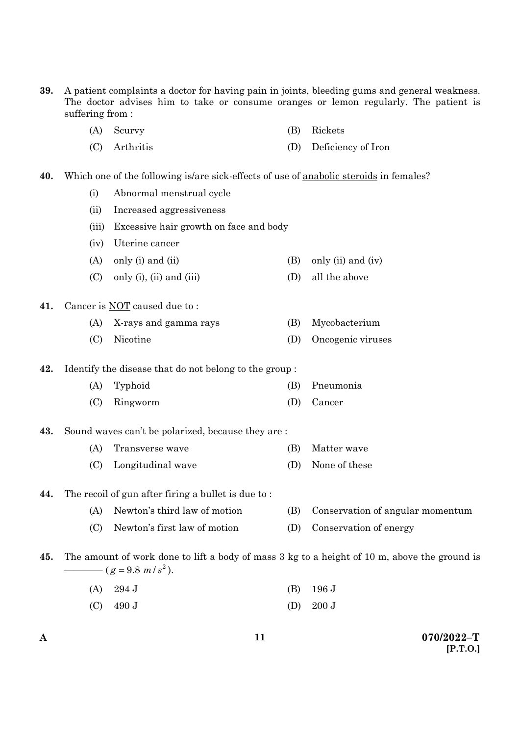**39.** A patient complaints a doctor for having pain in joints, bleeding gums and general weakness. The doctor advises him to take or consume oranges or lemon regularly. The patient is suffering from :

(A) Scurvy
(B) Rickets
(C) Arthritis
(D) Deficiency of Iron

**40.** Which one of the following is/are sick-effects of use of <u>anabolic steroids</u> in females?

(i) Abnormal menstrual cycle
(ii) Increased aggressiveness
(iii) Excessive hair growth on face and body
(iv) Uterine cancer

(A) only (i) and (ii)
(B) only (ii) and (iv)
(C) only (i), (ii) and (iii)
(D) all the above

**41.** Cancer is <u>NOT</u> caused due to :

(A) X-rays and gamma rays
(B) Mycobacterium
(C) Nicotine
(D) Oncogenic viruses

**42.** Identify the disease that do not belong to the group :

(A) Typhoid
(B) Pneumonia
(C) Ringworm
(D) Cancer

**43.** Sound waves can't be polarized, because they are :

(A) Transverse wave
(B) Matter wave
(C) Longitudinal wave
(D) None of these

**44.** The recoil of gun after firing a bullet is due to :

(A) Newton's third law of motion
(B) Conservation of angular momentum
(C) Newton's first law of motion
(D) Conservation of energy

**45.** The amount of work done to lift a body of mass 3 kg to a height of 10 m, above the ground is ———— ($g = 9.8\ m/s^2$).

(A) 294 J
(B) 196 J
(C) 490 J
(D) 200 J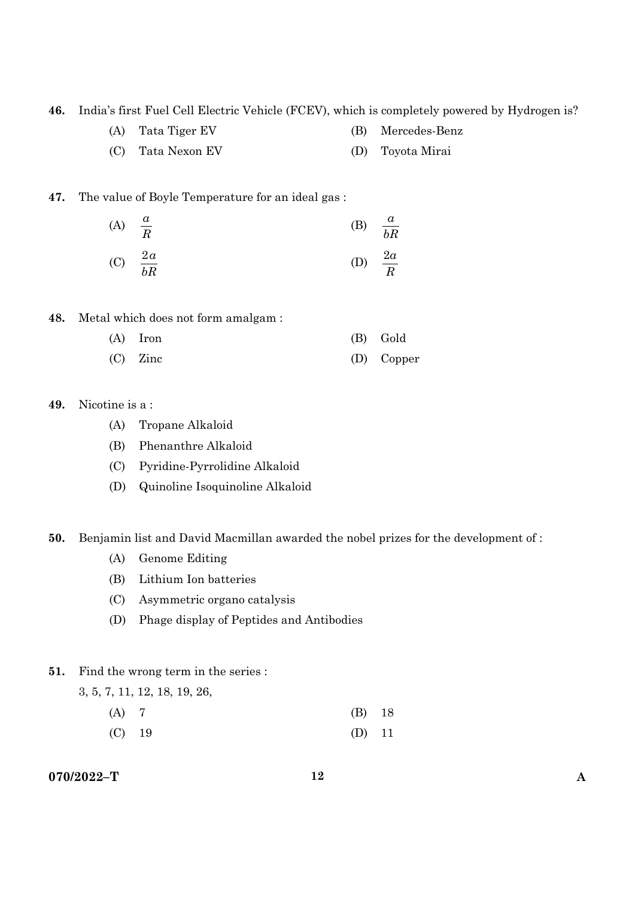46. India's first Fuel Cell Electric Vehicle (FCEV), which is completely powered by Hydrogen is?

(A) Tata Tiger EV
(B) Mercedes-Benz
(C) Tata Nexon EV
(D) Toyota Mirai

47. The value of Boyle Temperature for an ideal gas :

(A) $\frac{a}{R}$
(B) $\frac{a}{bR}$
(C) $\frac{2a}{bR}$
(D) $\frac{2a}{R}$

48. Metal which does not form amalgam :

(A) Iron
(B) Gold
(C) Zinc
(D) Copper

49. Nicotine is a :

(A) Tropane Alkaloid
(B) Phenanthre Alkaloid
(C) Pyridine-Pyrrolidine Alkaloid
(D) Quinoline Isoquinoline Alkaloid

50. Benjamin list and David Macmillan awarded the nobel prizes for the development of :

(A) Genome Editing
(B) Lithium Ion batteries
(C) Asymmetric organo catalysis
(D) Phage display of Peptides and Antibodies

51. Find the wrong term in the series :

3, 5, 7, 11, 12, 18, 19, 26,

(A) 7
(B) 18
(C) 19
(D) 11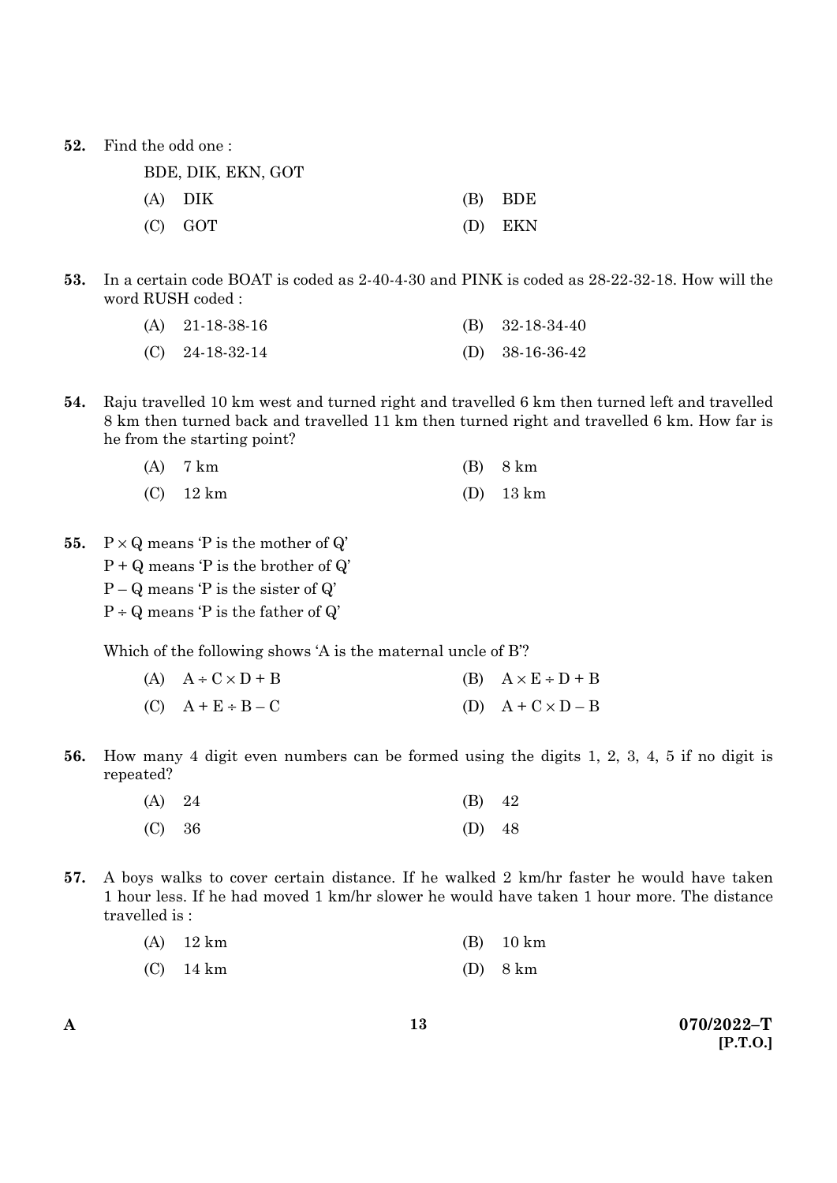52. Find the odd one :

BDE, DIK, EKN, GOT

(A) DIK (B) BDE

(C) GOT (D) EKN

53. In a certain code BOAT is coded as 2-40-4-30 and PINK is coded as 28-22-32-18. How will the word RUSH coded :

(A) 21-18-38-16 (B) 32-18-34-40

(C) 24-18-32-14 (D) 38-16-36-42

54. Raju travelled 10 km west and turned right and travelled 6 km then turned left and travelled 8 km then turned back and travelled 11 km then turned right and travelled 6 km. How far is he from the starting point?

(A) 7 km (B) 8 km

(C) 12 km (D) 13 km

55. $P \times Q$ means 'P is the mother of Q'

$P + Q$ means 'P is the brother of Q'

$P - Q$ means 'P is the sister of Q'

$P \div Q$ means 'P is the father of Q'

Which of the following shows 'A is the maternal uncle of B'?

(A) $A \div C \times D + B$ (B) $A \times E \div D + B$

(C) $A + E \div B - C$ (D) $A + C \times D - B$

56. How many 4 digit even numbers can be formed using the digits 1, 2, 3, 4, 5 if no digit is repeated?

(A) 24 (B) 42

(C) 36 (D) 48

57. A boys walks to cover certain distance. If he walked 2 km/hr faster he would have taken 1 hour less. If he had moved 1 km/hr slower he would have taken 1 hour more. The distance travelled is :

(A) 12 km (B) 10 km

(C) 14 km (D) 8 km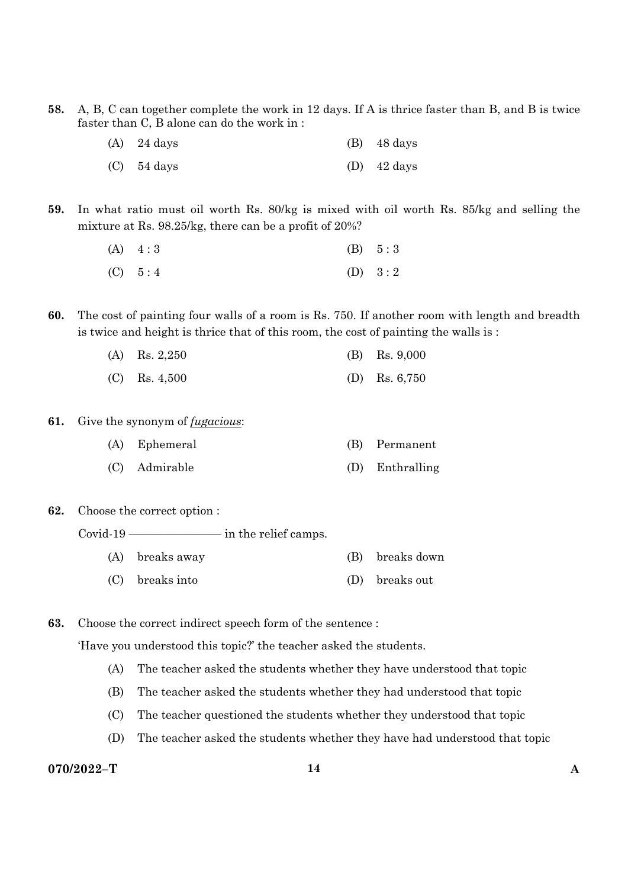58. A, B, C can together complete the work in 12 days. If A is thrice faster than B, and B is twice faster than C, B alone can do the work in :

(A) 24 days
(B) 48 days
(C) 54 days
(D) 42 days

59. In what ratio must oil worth Rs. 80/kg is mixed with oil worth Rs. 85/kg and selling the mixture at Rs. 98.25/kg, there can be a profit of 20%?

(A) 4 : 3
(B) 5 : 3
(C) 5 : 4
(D) 3 : 2

60. The cost of painting four walls of a room is Rs. 750. If another room with length and breadth is twice and height is thrice that of this room, the cost of painting the walls is :

(A) Rs. 2,250
(B) Rs. 9,000
(C) Rs. 4,500
(D) Rs. 6,750

61. Give the synonym of ***fugacious***:

(A) Ephemeral
(B) Permanent
(C) Admirable
(D) Enthralling

62. Choose the correct option :

Covid-19 ——————— in the relief camps.

(A) breaks away
(B) breaks down
(C) breaks into
(D) breaks out

63. Choose the correct indirect speech form of the sentence :

'Have you understood this topic?' the teacher asked the students.

(A) The teacher asked the students whether they have understood that topic
(B) The teacher asked the students whether they had understood that topic
(C) The teacher questioned the students whether they understood that topic
(D) The teacher asked the students whether they have had understood that topic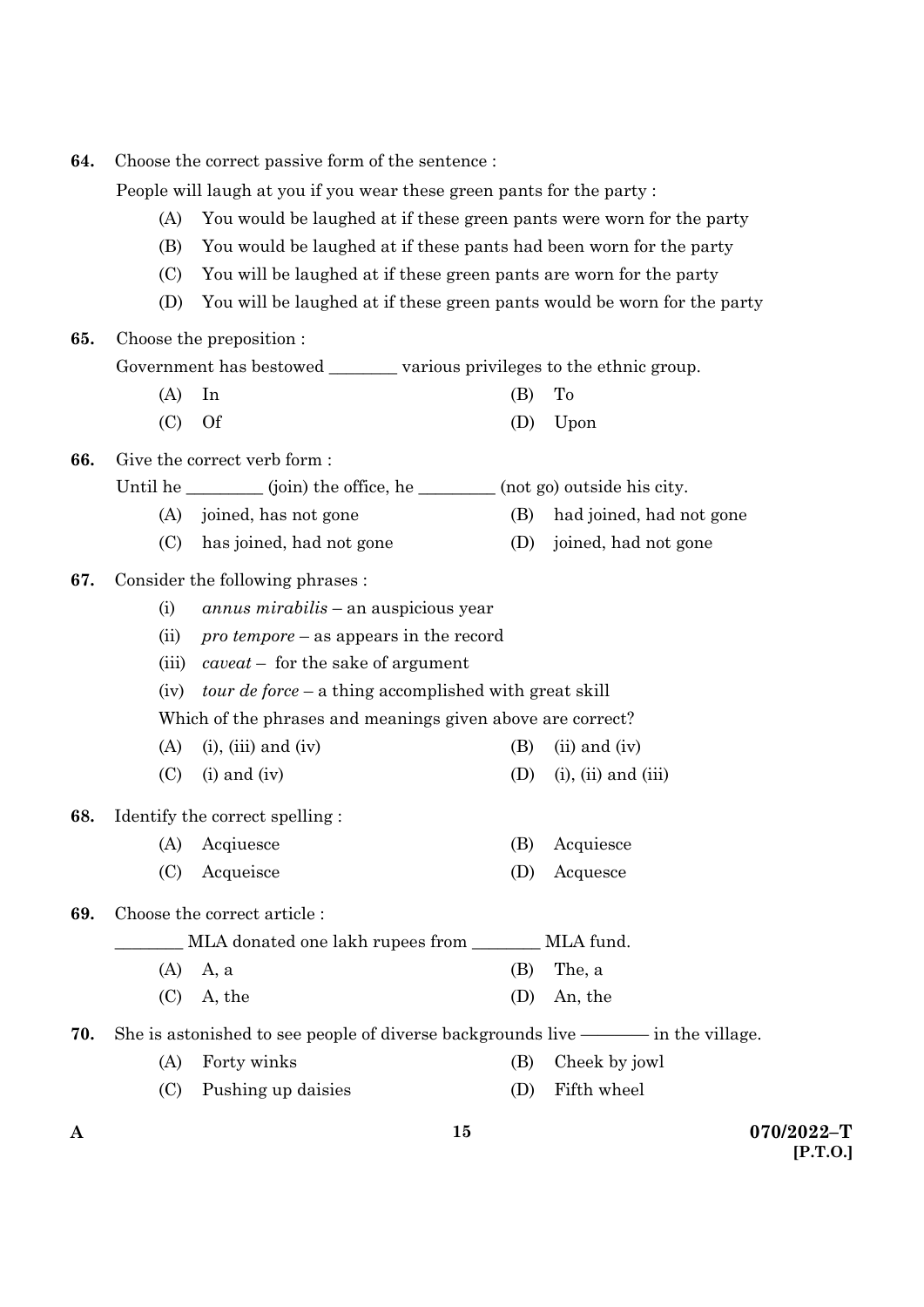64. Choose the correct passive form of the sentence :

People will laugh at you if you wear these green pants for the party :

(A) You would be laughed at if these green pants were worn for the party

(B) You would be laughed at if these pants had been worn for the party

(C) You will be laughed at if these green pants are worn for the party

(D) You will be laughed at if these green pants would be worn for the party

65. Choose the preposition :

Government has bestowed ________ various privileges to the ethnic group.

(A) In
(B) To
(C) Of
(D) Upon

66. Give the correct verb form :

Until he _________ (join) the office, he _________ (not go) outside his city.

(A) joined, has not gone
(B) had joined, had not gone
(C) has joined, had not gone
(D) joined, had not gone

67. Consider the following phrases :

(i) *annus mirabilis* – an auspicious year

(ii) *pro tempore* – as appears in the record

(iii) *caveat* – for the sake of argument

(iv) *tour de force* – a thing accomplished with great skill

Which of the phrases and meanings given above are correct?

(A) (i), (iii) and (iv)
(B) (ii) and (iv)
(C) (i) and (iv)
(D) (i), (ii) and (iii)

68. Identify the correct spelling :

(A) Acqiuesce
(B) Acquiesce
(C) Acqueisce
(D) Acquesce

69. Choose the correct article :

________ MLA donated one lakh rupees from ________ MLA fund.

(A) A, a
(B) The, a
(C) A, the
(D) An, the

70. She is astonished to see people of diverse backgrounds live ———— in the village.

(A) Forty winks
(B) Cheek by jowl
(C) Pushing up daisies
(D) Fifth wheel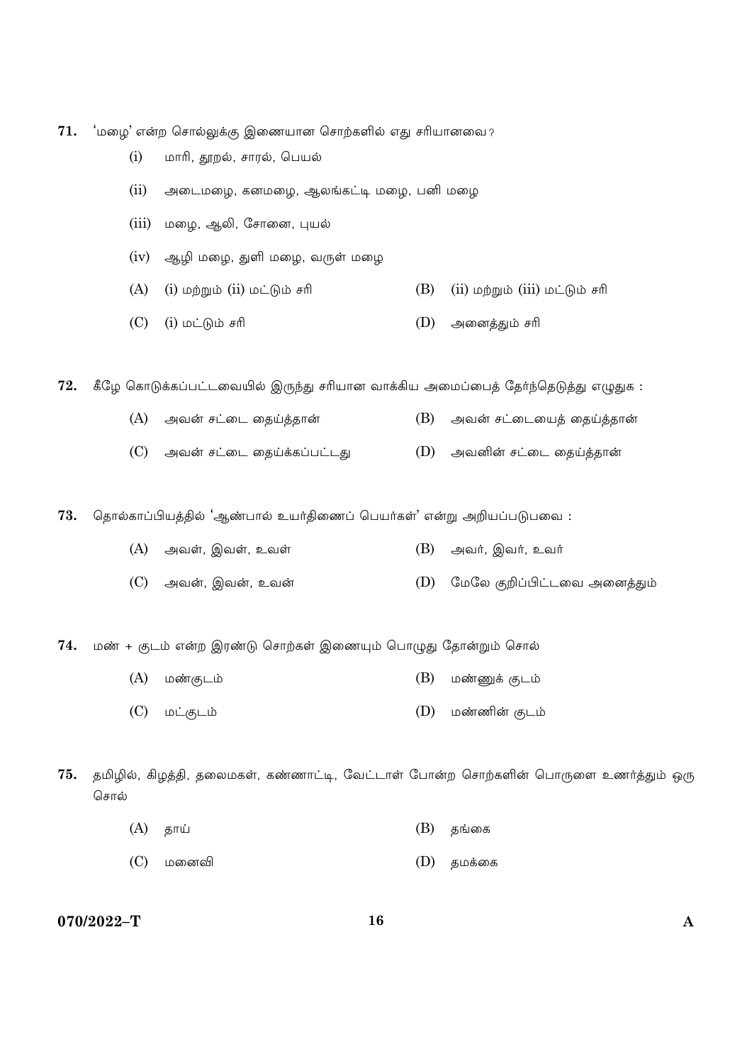71. 'மழை' என்ற சொல்லுக்கு இணையான சொற்களில் எது சரியானவை?

    (i) மாரி, தூறல், சாரல், பெயல்

    (ii) அடைமழை, கனமழை, ஆலங்கட்டி மழை, பனி மழை

    (iii) மழை, ஆலி, சோனை, புயல்

    (iv) ஆழி மழை, துளி மழை, வருள் மழை

    (A) (i) மற்றும் (ii) மட்டும் சரி
    (B) (ii) மற்றும் (iii) மட்டும் சரி
    (C) (i) மட்டும் சரி
    (D) அனைத்தும் சரி

72. கீழே கொடுக்கப்பட்டவையில் இருந்து சரியான வாக்கிய அமைப்பைத் தேர்ந்தெடுத்து எழுதுக :

    (A) அவன் சட்டை தைய்த்தான்
    (B) அவன் சட்டையைத் தைய்த்தான்
    (C) அவன் சட்டை தைய்க்கப்பட்டது
    (D) அவனின் சட்டை தைய்த்தான்

73. தொல்காப்பியத்தில் 'ஆண்பால் உயர்திணைப் பெயர்கள்' என்று அறியப்படுபவை :

    (A) அவள், இவள், உவள்
    (B) அவர், இவர், உவர்
    (C) அவன், இவன், உவன்
    (D) மேலே குறிப்பிட்டவை அனைத்தும்

74. மண் + குடம் என்ற இரண்டு சொற்கள் இணையும் பொழுது தோன்றும் சொல்

    (A) மண்குடம்
    (B) மண்ணுக் குடம்
    (C) மட்குடம்
    (D) மண்ணின் குடம்

75. தமிழில், கிழத்தி, தலைமகள், கண்ணாட்டி, வேட்டாள் போன்ற சொற்களின் பொருளை உணர்த்தும் ஒரு சொல்

    (A) தாய்
    (B) தங்கை
    (C) மனைவி
    (D) தமக்கை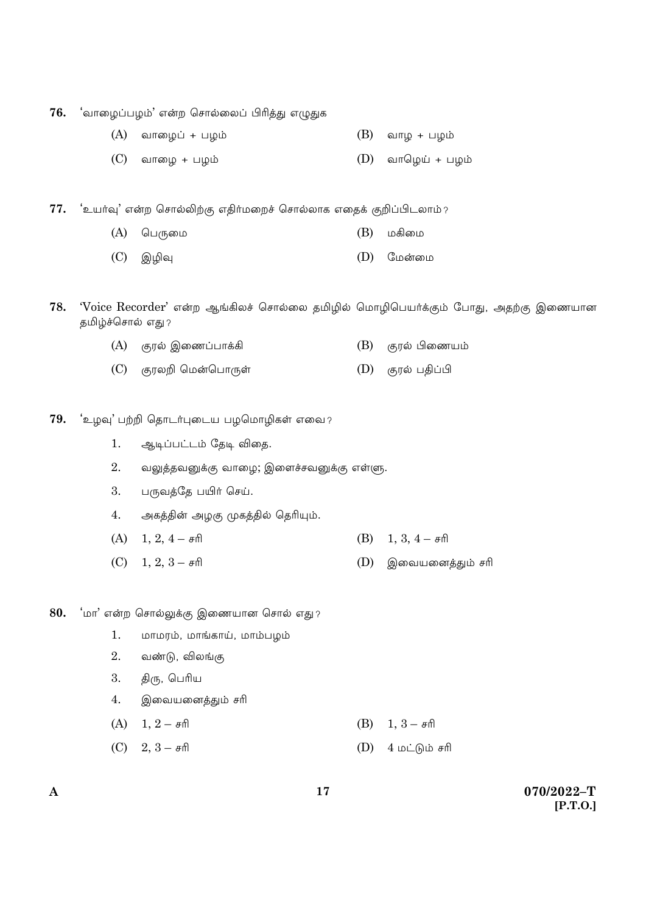76. 'வாழைப்பழம்' என்ற சொல்லைப் பிரித்து எழுதுக

(A) வாழைப் + பழம்
(B) வாழ + பழம்
(C) வாழை + பழம்
(D) வாழெய் + பழம்

77. 'உயர்வு' என்ற சொல்லிற்கு எதிர்மறைச் சொல்லாக எதைக் குறிப்பிடலாம்?

(A) பெருமை
(B) மகிமை
(C) இழிவு
(D) மேன்மை

78. 'Voice Recorder' என்ற ஆங்கிலச் சொல்லை தமிழில் மொழிபெயர்க்கும் போது, அதற்கு இணையான தமிழ்ச்சொல் எது?

(A) குரல் இணைப்பாக்கி
(B) குரல் பிணையம்
(C) குரலறி மென்பொருள்
(D) குரல் பதிப்பி

79. 'உழவு' பற்றி தொடர்புடைய பழமொழிகள் எவை?

1. ஆடிப்பட்டம் தேடி விதை.
2. வலுத்தவனுக்கு வாழை; இளைச்சவனுக்கு எள்ளு.
3. பருவத்தே பயிர் செய்.
4. அகத்தின் அழகு முகத்தில் தெரியும்.

(A) 1, 2, 4 – சரி
(B) 1, 3, 4 – சரி
(C) 1, 2, 3 – சரி
(D) இவையனைத்தும் சரி

80. 'மா' என்ற சொல்லுக்கு இணையான சொல் எது?

1. மாமரம், மாங்காய், மாம்பழம்
2. வண்டு, விலங்கு
3. திரு, பெரிய
4. இவையனைத்தும் சரி

(A) 1, 2 – சரி
(B) 1, 3 – சரி
(C) 2, 3 – சரி
(D) 4 மட்டும் சரி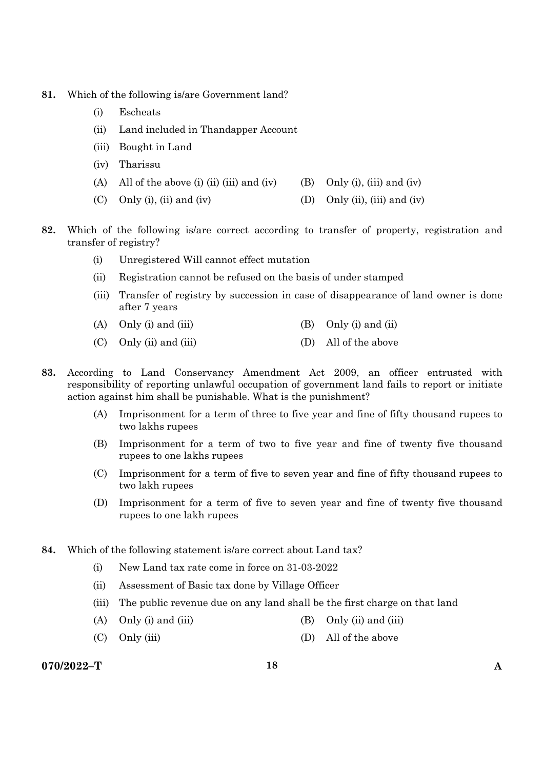81. Which of the following is/are Government land?

    (i) Escheats

    (ii) Land included in Thandapper Account

    (iii) Bought in Land

    (iv) Tharissu

    (A) All of the above (i) (ii) (iii) and (iv)

    (B) Only (i), (iii) and (iv)

    (C) Only (i), (ii) and (iv)

    (D) Only (ii), (iii) and (iv)

82. Which of the following is/are correct according to transfer of property, registration and transfer of registry?

    (i) Unregistered Will cannot effect mutation

    (ii) Registration cannot be refused on the basis of under stamped

    (iii) Transfer of registry by succession in case of disappearance of land owner is done after 7 years

    (A) Only (i) and (iii)

    (B) Only (i) and (ii)

    (C) Only (ii) and (iii)

    (D) All of the above

83. According to Land Conservancy Amendment Act 2009, an officer entrusted with responsibility of reporting unlawful occupation of government land fails to report or initiate action against him shall be punishable. What is the punishment?

    (A) Imprisonment for a term of three to five year and fine of fifty thousand rupees to two lakhs rupees

    (B) Imprisonment for a term of two to five year and fine of twenty five thousand rupees to one lakhs rupees

    (C) Imprisonment for a term of five to seven year and fine of fifty thousand rupees to two lakh rupees

    (D) Imprisonment for a term of five to seven year and fine of twenty five thousand rupees to one lakh rupees

84. Which of the following statement is/are correct about Land tax?

    (i) New Land tax rate come in force on 31-03-2022

    (ii) Assessment of Basic tax done by Village Officer

    (iii) The public revenue due on any land shall be the first charge on that land

    (A) Only (i) and (iii)

    (B) Only (ii) and (iii)

    (C) Only (iii)

    (D) All of the above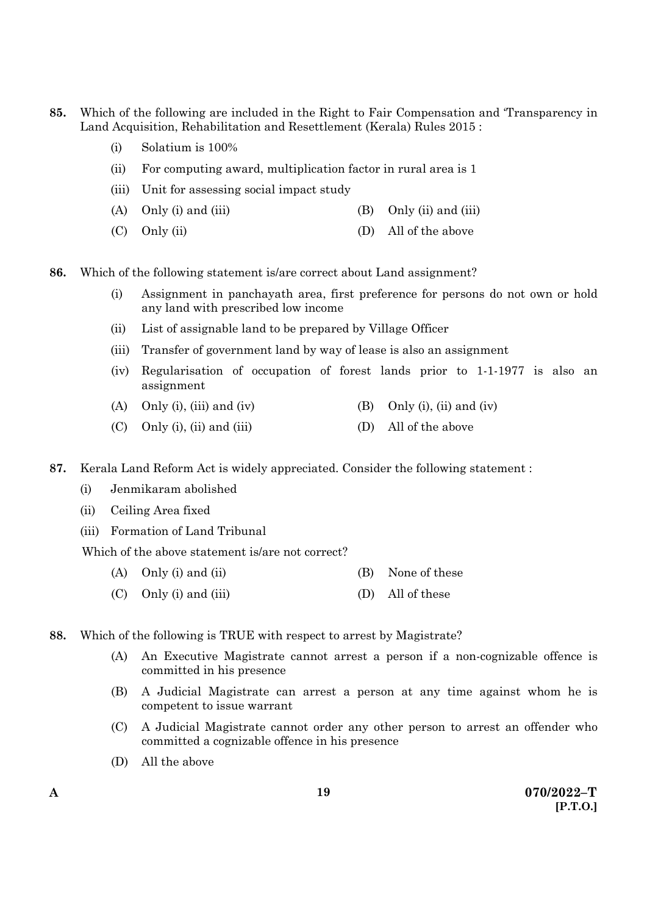**85.** Which of the following are included in the Right to Fair Compensation and 'Transparency in Land Acquisition, Rehabilitation and Resettlement (Kerala) Rules 2015 :

(i) Solatium is 100%

(ii) For computing award, multiplication factor in rural area is 1

(iii) Unit for assessing social impact study

(A) Only (i) and (iii)
(B) Only (ii) and (iii)
(C) Only (ii)
(D) All of the above

**86.** Which of the following statement is/are correct about Land assignment?

(i) Assignment in panchayath area, first preference for persons do not own or hold any land with prescribed low income

(ii) List of assignable land to be prepared by Village Officer

(iii) Transfer of government land by way of lease is also an assignment

(iv) Regularisation of occupation of forest lands prior to 1-1-1977 is also an assignment

(A) Only (i), (iii) and (iv)
(B) Only (i), (ii) and (iv)
(C) Only (i), (ii) and (iii)
(D) All of the above

**87.** Kerala Land Reform Act is widely appreciated. Consider the following statement :

(i) Jenmikaram abolished

(ii) Ceiling Area fixed

(iii) Formation of Land Tribunal

Which of the above statement is/are not correct?

(A) Only (i) and (ii)
(B) None of these
(C) Only (i) and (iii)
(D) All of these

**88.** Which of the following is TRUE with respect to arrest by Magistrate?

(A) An Executive Magistrate cannot arrest a person if a non-cognizable offence is committed in his presence

(B) A Judicial Magistrate can arrest a person at any time against whom he is competent to issue warrant

(C) A Judicial Magistrate cannot order any other person to arrest an offender who committed a cognizable offence in his presence

(D) All the above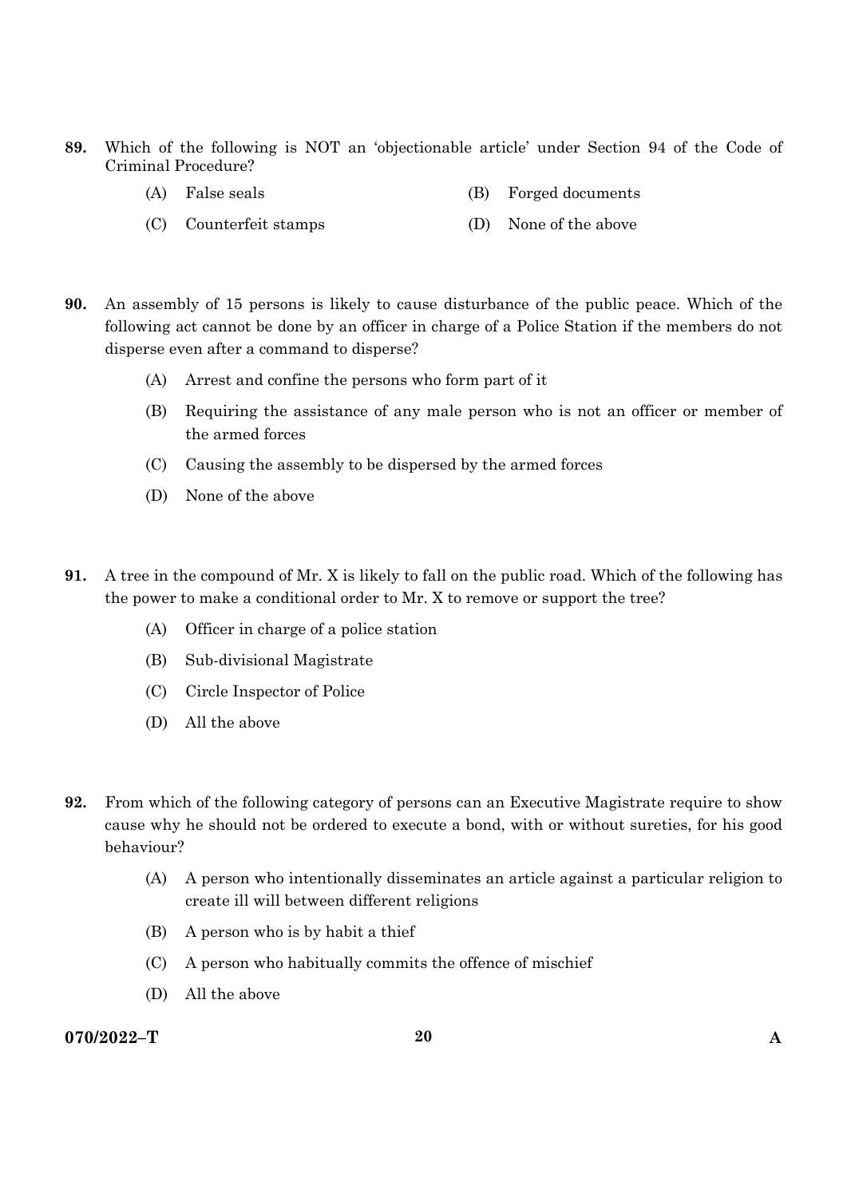**89.** Which of the following is NOT an 'objectionable article' under Section 94 of the Code of Criminal Procedure?

(A) False seals

(B) Forged documents

(C) Counterfeit stamps

(D) None of the above

**90.** An assembly of 15 persons is likely to cause disturbance of the public peace. Which of the following act cannot be done by an officer in charge of a Police Station if the members do not disperse even after a command to disperse?

(A) Arrest and confine the persons who form part of it

(B) Requiring the assistance of any male person who is not an officer or member of the armed forces

(C) Causing the assembly to be dispersed by the armed forces

(D) None of the above

**91.** A tree in the compound of Mr. X is likely to fall on the public road. Which of the following has the power to make a conditional order to Mr. X to remove or support the tree?

(A) Officer in charge of a police station

(B) Sub-divisional Magistrate

(C) Circle Inspector of Police

(D) All the above

**92.** From which of the following category of persons can an Executive Magistrate require to show cause why he should not be ordered to execute a bond, with or without sureties, for his good behaviour?

(A) A person who intentionally disseminates an article against a particular religion to create ill will between different religions

(B) A person who is by habit a thief

(C) A person who habitually commits the offence of mischief

(D) All the above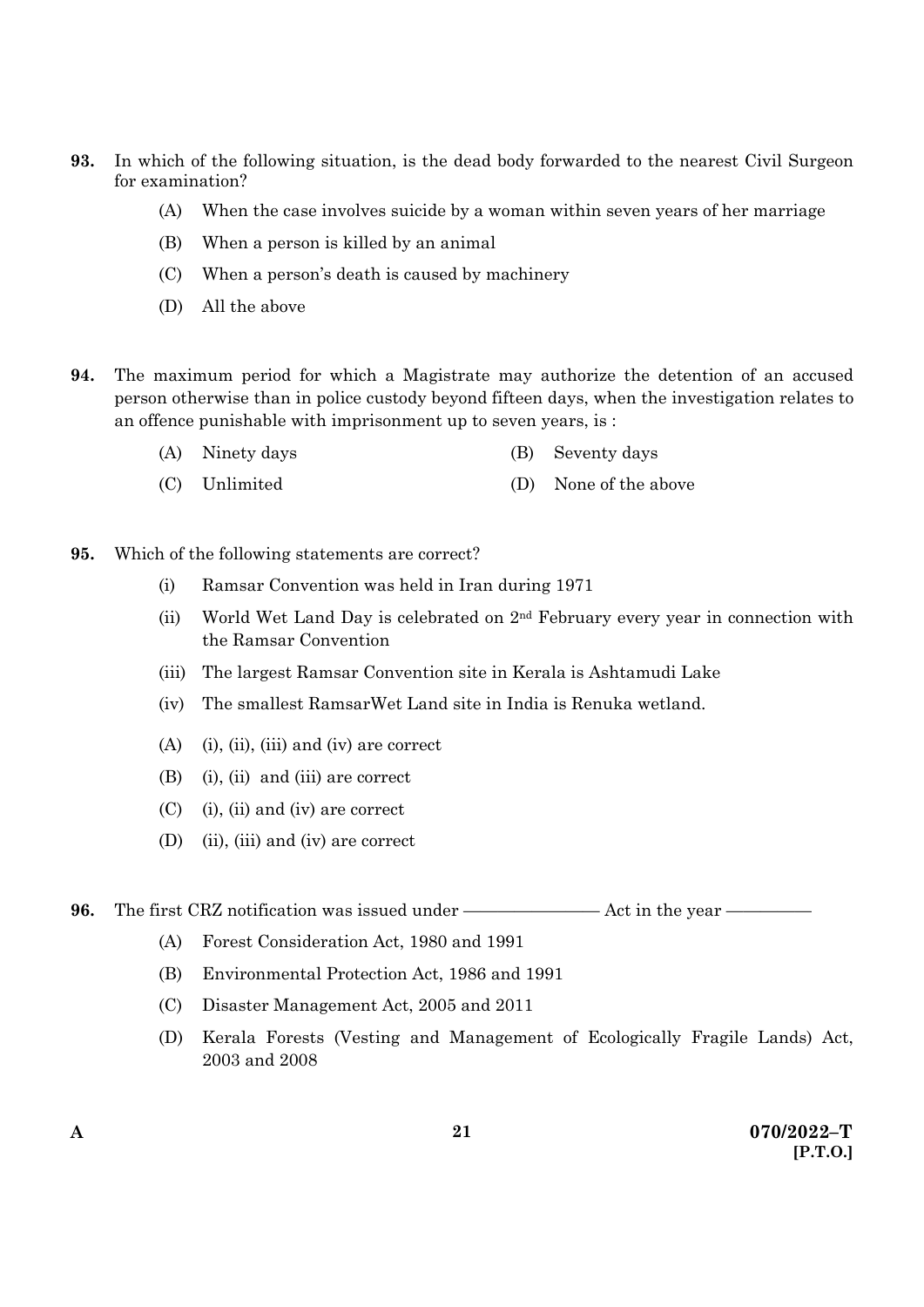**93.** In which of the following situation, is the dead body forwarded to the nearest Civil Surgeon for examination?

(A) When the case involves suicide by a woman within seven years of her marriage

(B) When a person is killed by an animal

(C) When a person's death is caused by machinery

(D) All the above

**94.** The maximum period for which a Magistrate may authorize the detention of an accused person otherwise than in police custody beyond fifteen days, when the investigation relates to an offence punishable with imprisonment up to seven years, is :

(A) Ninety days

(B) Seventy days

(C) Unlimited

(D) None of the above

**95.** Which of the following statements are correct?

(i) Ramsar Convention was held in Iran during 1971

(ii) World Wet Land Day is celebrated on 2nd February every year in connection with the Ramsar Convention

(iii) The largest Ramsar Convention site in Kerala is Ashtamudi Lake

(iv) The smallest RamsarWet Land site in India is Renuka wetland.

(A) (i), (ii), (iii) and (iv) are correct

(B) (i), (ii) and (iii) are correct

(C) (i), (ii) and (iv) are correct

(D) (ii), (iii) and (iv) are correct

**96.** The first CRZ notification was issued under ———————— Act in the year —————

(A) Forest Consideration Act, 1980 and 1991

(B) Environmental Protection Act, 1986 and 1991

(C) Disaster Management Act, 2005 and 2011

(D) Kerala Forests (Vesting and Management of Ecologically Fragile Lands) Act, 2003 and 2008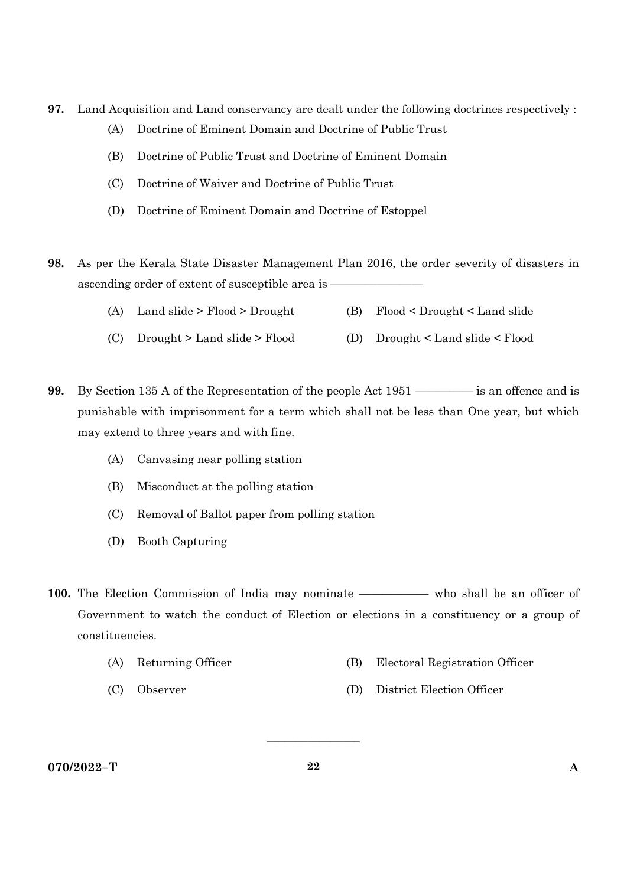**97.** Land Acquisition and Land conservancy are dealt under the following doctrines respectively :

(A) Doctrine of Eminent Domain and Doctrine of Public Trust

(B) Doctrine of Public Trust and Doctrine of Eminent Domain

(C) Doctrine of Waiver and Doctrine of Public Trust

(D) Doctrine of Eminent Domain and Doctrine of Estoppel

**98.** As per the Kerala State Disaster Management Plan 2016, the order severity of disasters in ascending order of extent of susceptible area is ————————

(A) Land slide > Flood > Drought

(B) Flood < Drought < Land slide

(C) Drought > Land slide > Flood

(D) Drought < Land slide < Flood

**99.** By Section 135 A of the Representation of the people Act 1951 ————— is an offence and is punishable with imprisonment for a term which shall not be less than One year, but which may extend to three years and with fine.

(A) Canvasing near polling station

(B) Misconduct at the polling station

(C) Removal of Ballot paper from polling station

(D) Booth Capturing

**100.** The Election Commission of India may nominate —————— who shall be an officer of Government to watch the conduct of Election or elections in a constituency or a group of constituencies.

(A) Returning Officer

(B) Electoral Registration Officer

(C) Observer

(D) District Election Officer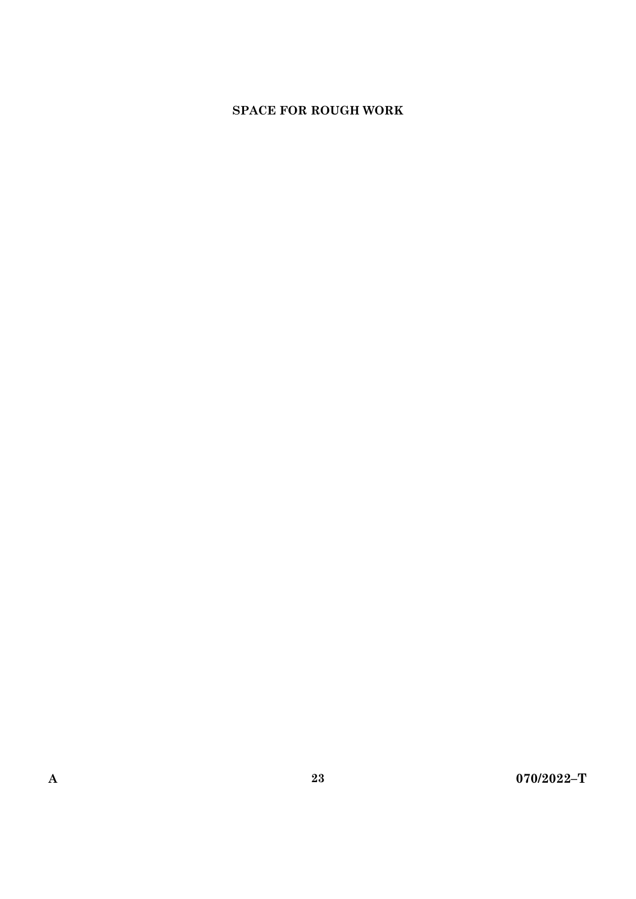**SPACE FOR ROUGH WORK**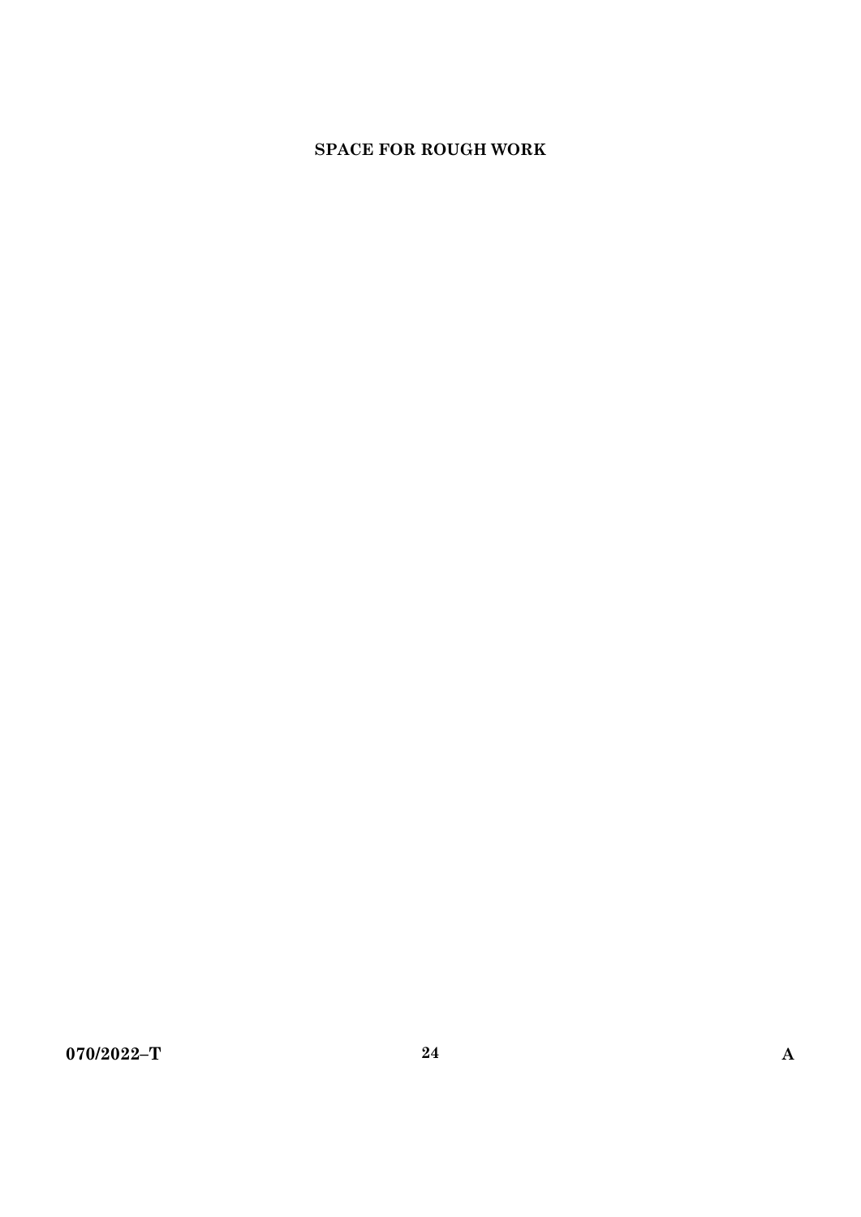**SPACE FOR ROUGH WORK**